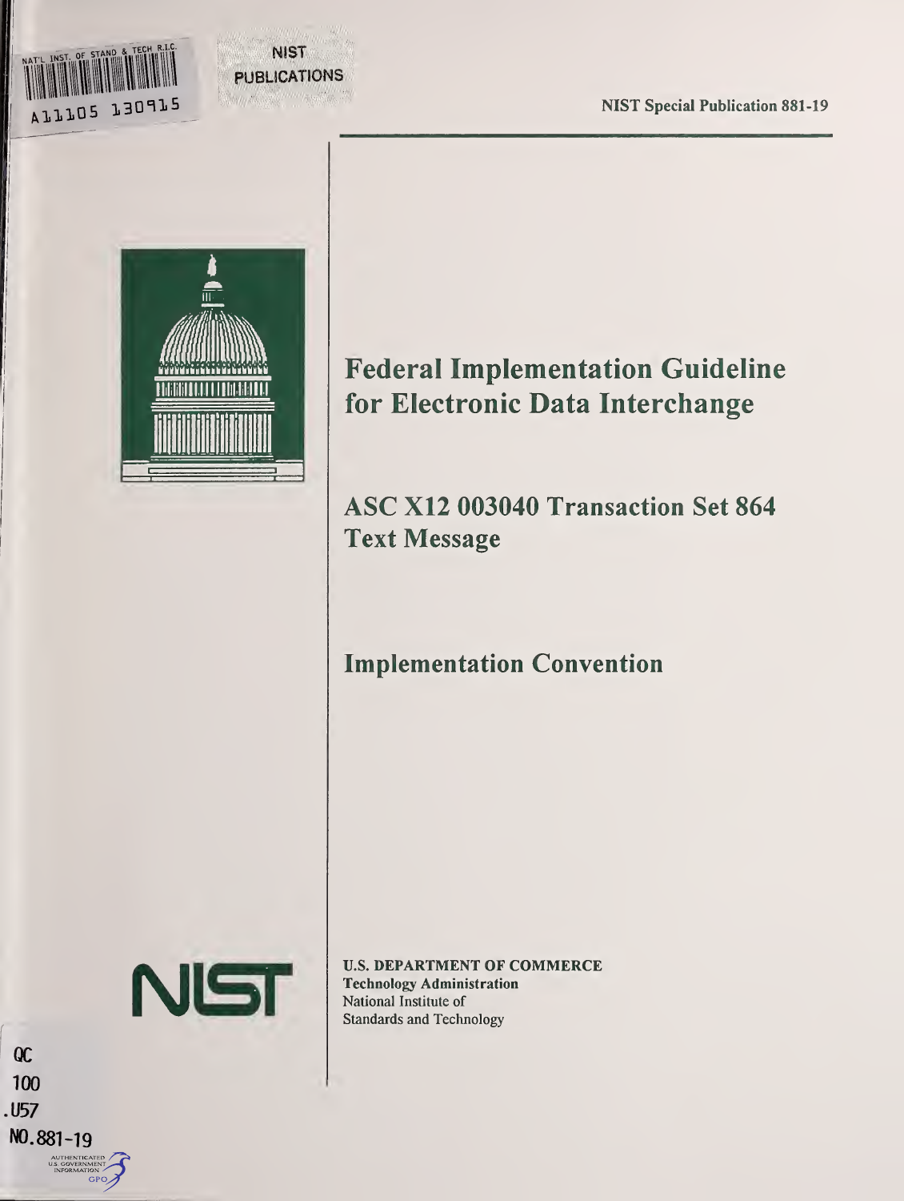NAT'L INST. OF STAND & TECH R.I.C.

A11105 130915

NIST PUBLICATIONS

NIST Special Publication 881-19

# Federal Implementation Guideline for Electronic Data Interchange

## ASC X12 003040 Transaction Set 864 Text Message

## Implementation Convention

NIST

**U.S. DEPARTMENT OF COMMERCE**
**Technology Administration**
National Institute of
Standards and Technology

QC
100
.U57
NO.881-19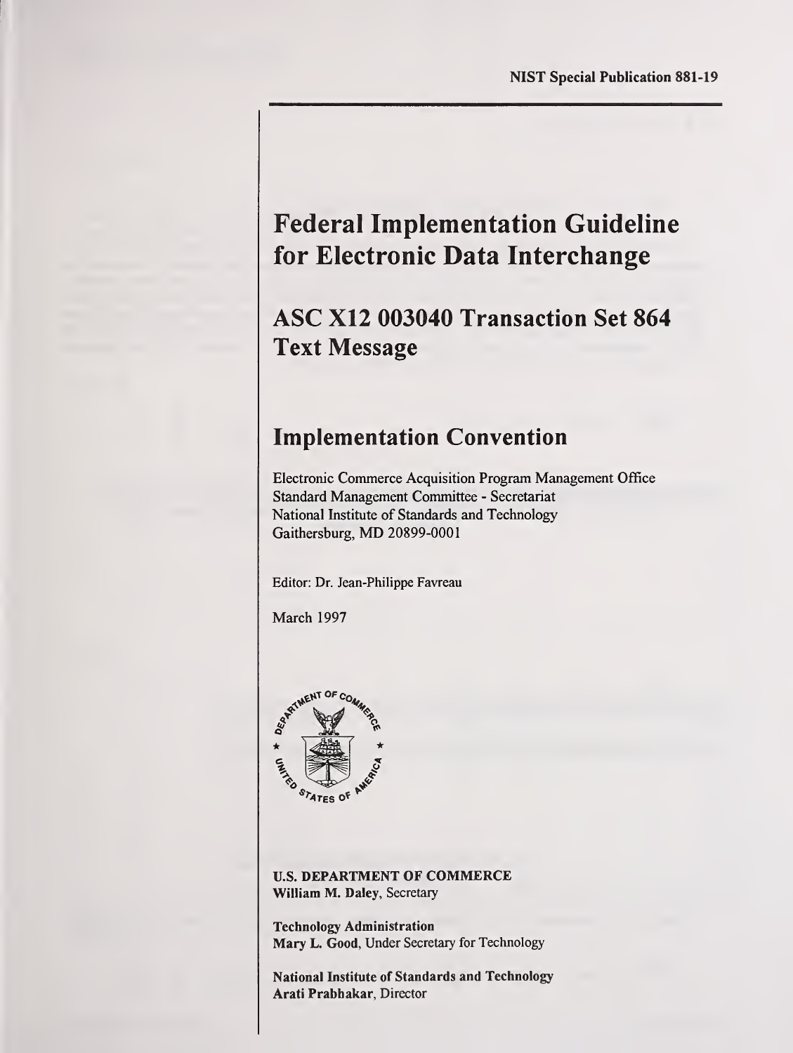NIST Special Publication 881-19

# Federal Implementation Guideline for Electronic Data Interchange

## ASC X12 003040 Transaction Set 864 Text Message

## Implementation Convention

Electronic Commerce Acquisition Program Management Office
Standard Management Committee - Secretariat
National Institute of Standards and Technology
Gaithersburg, MD 20899-0001

Editor: Dr. Jean-Philippe Favreau

March 1997

**U.S. DEPARTMENT OF COMMERCE**
**William M. Daley**, Secretary

**Technology Administration**
**Mary L. Good**, Under Secretary for Technology

**National Institute of Standards and Technology**
**Arati Prabhakar**, Director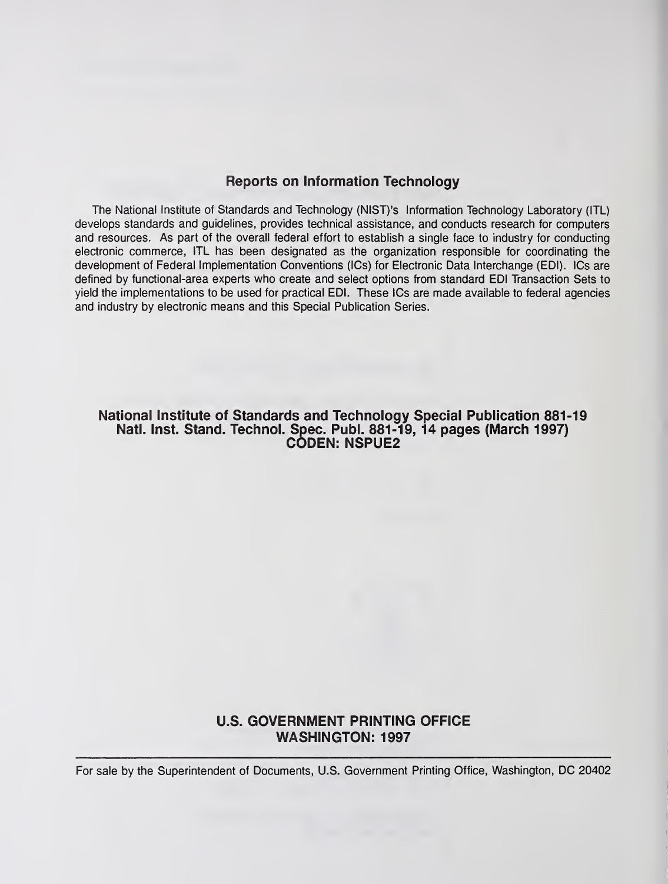## Reports on Information Technology

The National Institute of Standards and Technology (NIST)'s Information Technology Laboratory (ITL) develops standards and guidelines, provides technical assistance, and conducts research for computers and resources. As part of the overall federal effort to establish a single face to industry for conducting electronic commerce, ITL has been designated as the organization responsible for coordinating the development of Federal Implementation Conventions (ICs) for Electronic Data Interchange (EDI). ICs are defined by functional-area experts who create and select options from standard EDI Transaction Sets to yield the implementations to be used for practical EDI. These ICs are made available to federal agencies and industry by electronic means and this Special Publication Series.

**National Institute of Standards and Technology Special Publication 881-19**
**Natl. Inst. Stand. Technol. Spec. Publ. 881-19, 14 pages (March 1997)**
**CODEN: NSPUE2**

**U.S. GOVERNMENT PRINTING OFFICE**
**WASHINGTON: 1997**

---

For sale by the Superintendent of Documents, U.S. Government Printing Office, Washington, DC 20402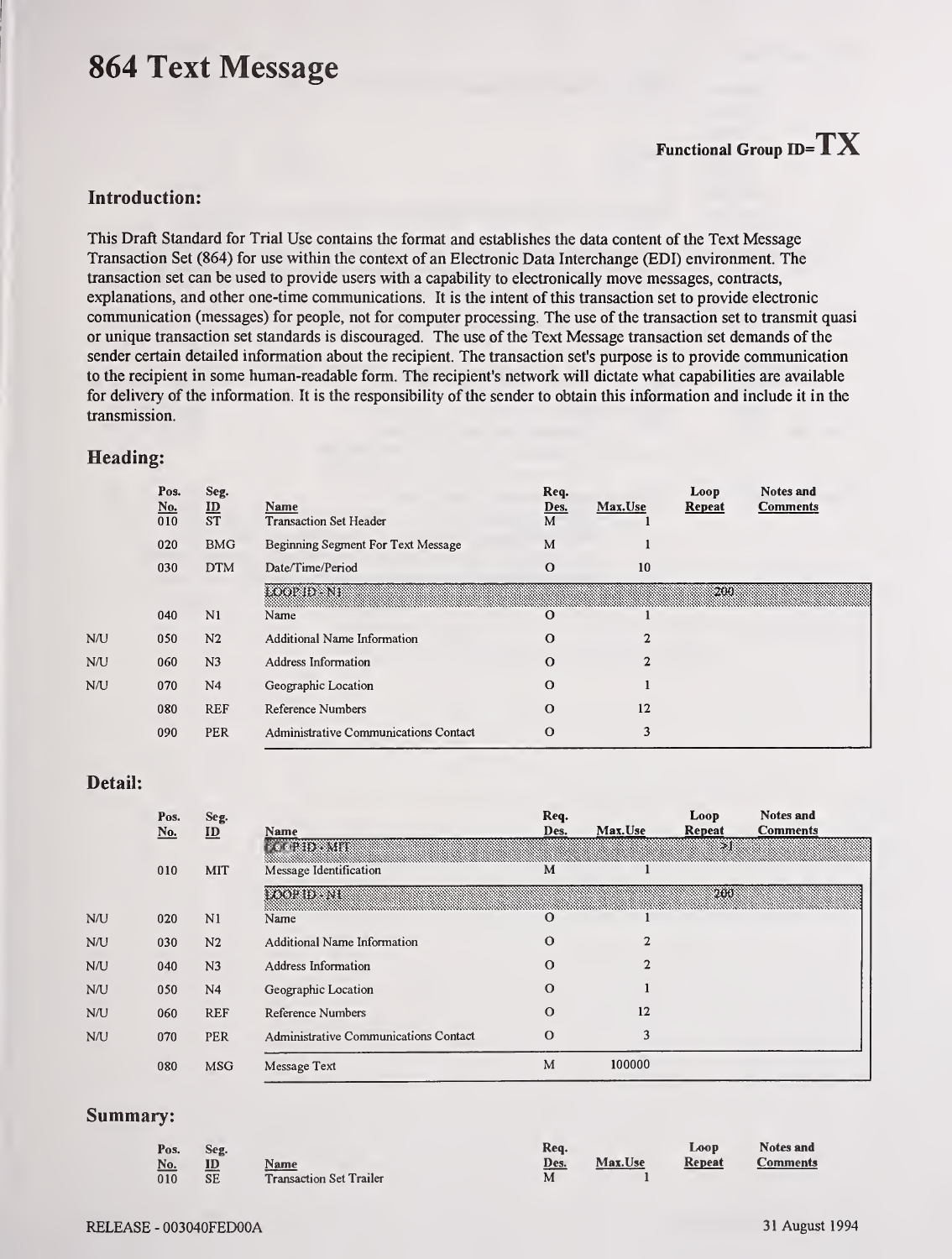# 864 Text Message

**Functional Group ID= TX**

## Introduction:

This Draft Standard for Trial Use contains the format and establishes the data content of the Text Message Transaction Set (864) for use within the context of an Electronic Data Interchange (EDI) environment. The transaction set can be used to provide users with a capability to electronically move messages, contracts, explanations, and other one-time communications. It is the intent of this transaction set to provide electronic communication (messages) for people, not for computer processing. The use of the transaction set to transmit quasi or unique transaction set standards is discouraged. The use of the Text Message transaction set demands of the sender certain detailed information about the recipient. The transaction set's purpose is to provide communication to the recipient in some human-readable form. The recipient's network will dictate what capabilities are available for delivery of the information. It is the responsibility of the sender to obtain this information and include it in the transmission.

## Heading:

| | Pos. No. | Seg. ID | Name | Req. Des. | Max.Use | Loop Repeat | Notes and Comments |
|---|---|---|---|---|---|---|---|
| | 010 | ST | Transaction Set Header | M | 1 | | |
| | 020 | BMG | Beginning Segment For Text Message | M | 1 | | |
| | 030 | DTM | Date/Time/Period | O | 10 | | |
| | | | LOOP ID - N1 | | | 200 | |
| | 040 | N1 | Name | O | 1 | | |
| N/U | 050 | N2 | Additional Name Information | O | 2 | | |
| N/U | 060 | N3 | Address Information | O | 2 | | |
| N/U | 070 | N4 | Geographic Location | O | 1 | | |
| | 080 | REF | Reference Numbers | O | 12 | | |
| | 090 | PER | Administrative Communications Contact | O | 3 | | |

## Detail:

| | Pos. No. | Seg. ID | Name | Req. Des. | Max.Use | Loop Repeat | Notes and Comments |
|---|---|---|---|---|---|---|---|
| | | | LOOP ID - MIT | | | >1 | |
| | 010 | MIT | Message Identification | M | 1 | | |
| | | | LOOP ID - N1 | | | 200 | |
| N/U | 020 | N1 | Name | O | 1 | | |
| N/U | 030 | N2 | Additional Name Information | O | 2 | | |
| N/U | 040 | N3 | Address Information | O | 2 | | |
| N/U | 050 | N4 | Geographic Location | O | 1 | | |
| N/U | 060 | REF | Reference Numbers | O | 12 | | |
| N/U | 070 | PER | Administrative Communications Contact | O | 3 | | |
| | 080 | MSG | Message Text | M | 100000 | | |

## Summary:

| Pos. No. | Seg. ID | Name | Req. Des. | Max.Use | Loop Repeat | Notes and Comments |
|---|---|---|---|---|---|---|
| 010 | SE | Transaction Set Trailer | M | 1 | | |

RELEASE - 003040FED00A

31 August 1994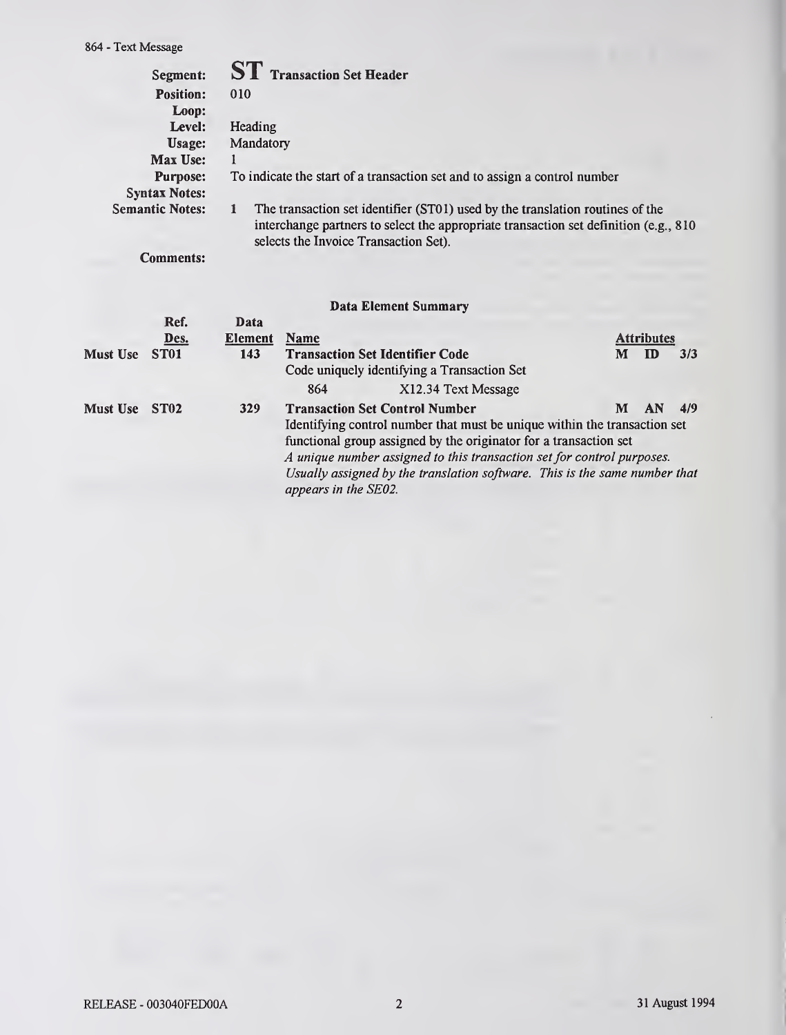## ST Transaction Set Header

**Segment:** ST Transaction Set Header
**Position:** 010
**Loop:**
**Level:** Heading
**Usage:** Mandatory
**Max Use:** 1
**Purpose:** To indicate the start of a transaction set and to assign a control number
**Syntax Notes:**
**Semantic Notes:**
1. The transaction set identifier (ST01) used by the translation routines of the interchange partners to select the appropriate transaction set definition (e.g., 810 selects the Invoice Transaction Set).

**Comments:**

### Data Element Summary

| | Ref. Des. | Data Element | Name | Attributes | | |
|---|---|---|---|---|---|---|
| Must Use | ST01 | 143 | **Transaction Set Identifier Code**<br>Code uniquely identifying a Transaction Set<br>864 X12.34 Text Message | M | ID | 3/3 |
| Must Use | ST02 | 329 | **Transaction Set Control Number**<br>Identifying control number that must be unique within the transaction set functional group assigned by the originator for a transaction set<br>*A unique number assigned to this transaction set for control purposes. Usually assigned by the translation software. This is the same number that appears in the SE02.* | M | AN | 4/9 |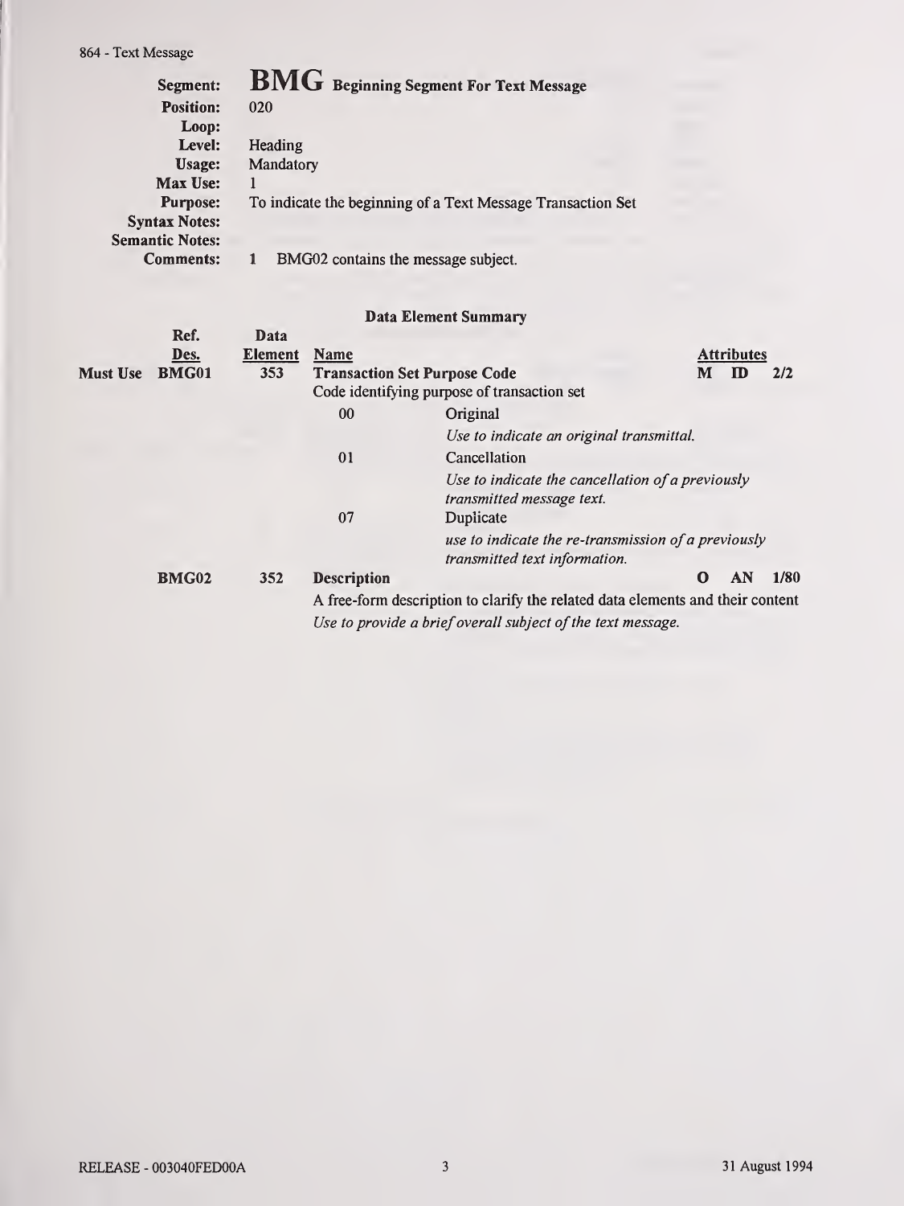# BMG Beginning Segment For Text Message

**Segment:** BMG Beginning Segment For Text Message
**Position:** 020
**Loop:**
**Level:** Heading
**Usage:** Mandatory
**Max Use:** 1
**Purpose:** To indicate the beginning of a Text Message Transaction Set
**Syntax Notes:**
**Semantic Notes:**
**Comments:** 1 BMG02 contains the message subject.

## Data Element Summary

| | Ref. Des. | Data Element | Name | Attributes | | |
|---|---|---|---|---|---|---|
| **Must Use** | **BMG01** | **353** | **Transaction Set Purpose Code** | **M** | **ID** | **2/2** |
| | | | Code identifying purpose of transaction set | | | |
| | | | 00 — Original<br>*Use to indicate an original transmittal.* | | | |
| | | | 01 — Cancellation<br>*Use to indicate the cancellation of a previously transmitted message text.* | | | |
| | | | 07 — Duplicate<br>*use to indicate the re-transmission of a previously transmitted text information.* | | | |
| | **BMG02** | **352** | **Description** | **O** | **AN** | **1/80** |
| | | | A free-form description to clarify the related data elements and their content<br>*Use to provide a brief overall subject of the text message.* | | | |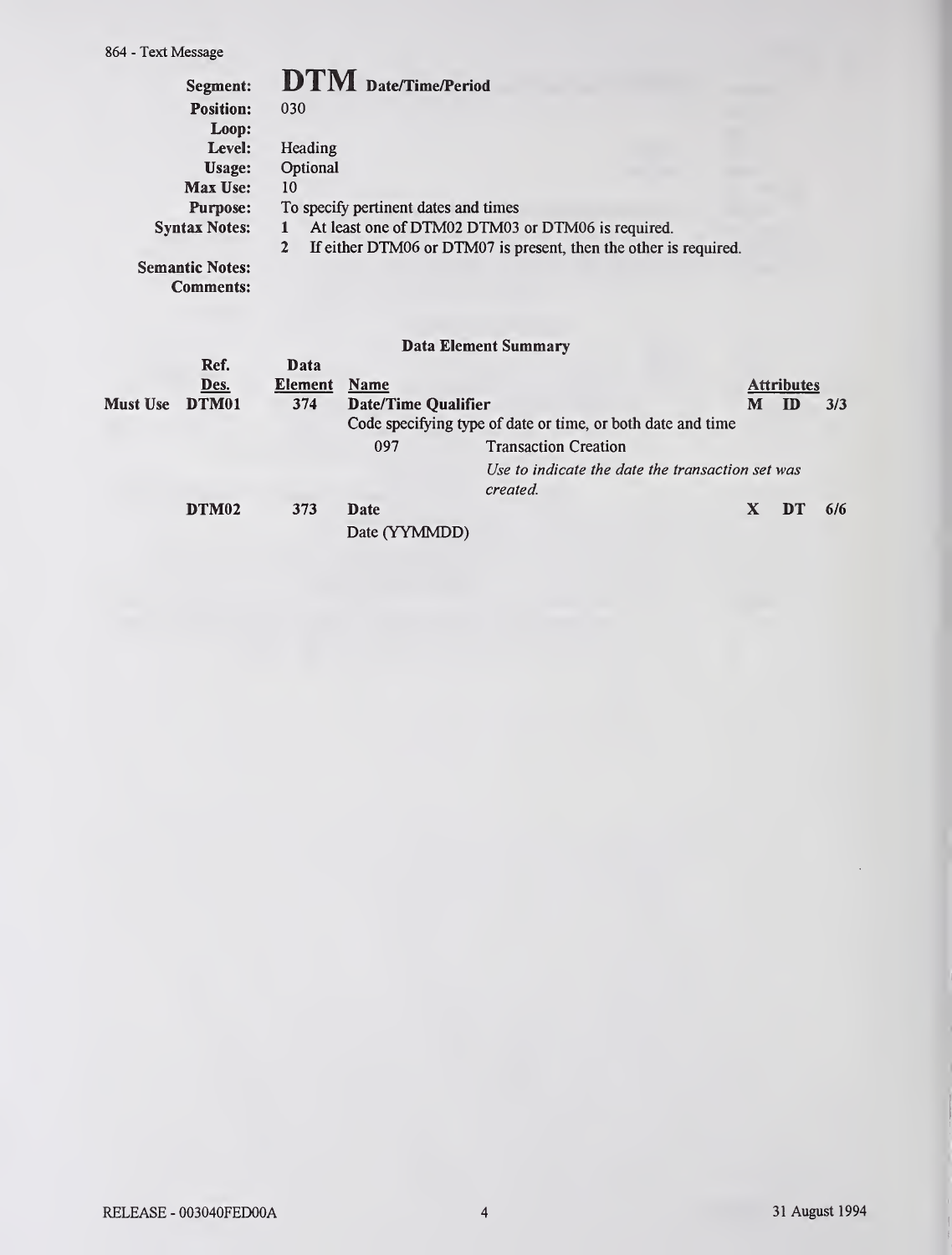# DTM Date/Time/Period

**Segment:** DTM Date/Time/Period
**Position:** 030
**Loop:**
**Level:** Heading
**Usage:** Optional
**Max Use:** 10
**Purpose:** To specify pertinent dates and times
**Syntax Notes:**
1. At least one of DTM02 DTM03 or DTM06 is required.
2. If either DTM06 or DTM07 is present, then the other is required.

**Semantic Notes:**
**Comments:**

### Data Element Summary

| | Ref. Des. | Data Element | Name | Attributes | | |
|---|---|---|---|---|---|---|
| Must Use | DTM01 | 374 | **Date/Time Qualifier**<br>Code specifying type of date or time, or both date and time<br>097 Transaction Creation<br>*Use to indicate the date the transaction set was created.* | M | ID | 3/3 |
| | DTM02 | 373 | **Date**<br>Date (YYMMDD) | X | DT | 6/6 |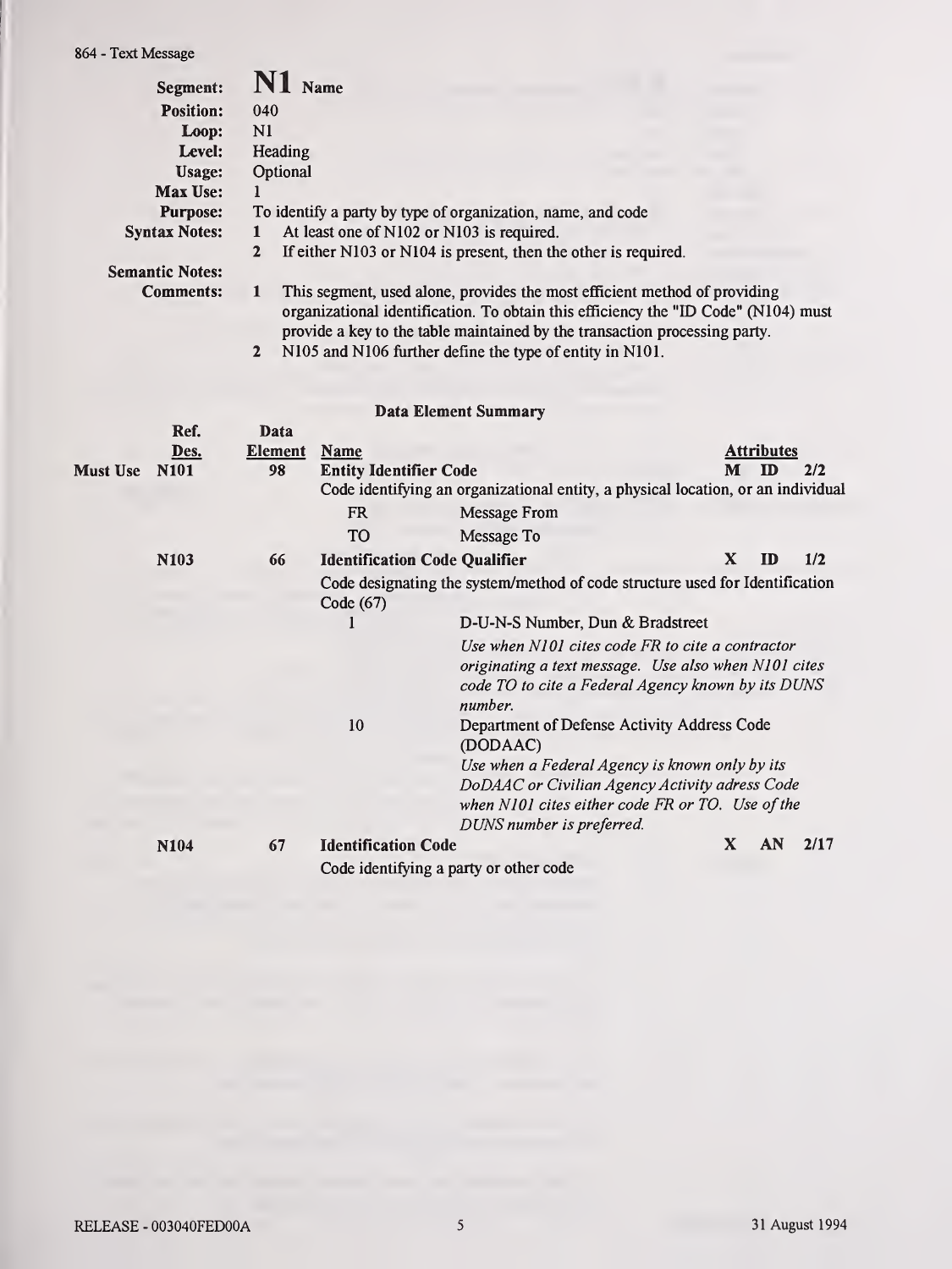# N1 Name

**Segment:** N1 Name
**Position:** 040
**Loop:** N1
**Level:** Heading
**Usage:** Optional
**Max Use:** 1
**Purpose:** To identify a party by type of organization, name, and code
**Syntax Notes:**
1. At least one of N102 or N103 is required.
2. If either N103 or N104 is present, then the other is required.

**Semantic Notes:**

**Comments:**
1. This segment, used alone, provides the most efficient method of providing organizational identification. To obtain this efficiency the "ID Code" (N104) must provide a key to the table maintained by the transaction processing party.
2. N105 and N106 further define the type of entity in N101.

## Data Element Summary

| | Ref. Des. | Data Element | Name | Attributes | | |
|---|---|---|---|---|---|---|
| Must Use | N101 | 98 | **Entity Identifier Code** | M | ID | 2/2 |
| | | | Code identifying an organizational entity, a physical location, or an individual | | | |
| | | | FR — Message From | | | |
| | | | TO — Message To | | | |
| | N103 | 66 | **Identification Code Qualifier** | X | ID | 1/2 |
| | | | Code designating the system/method of code structure used for Identification Code (67) | | | |
| | | | 1 — D-U-N-S Number, Dun & Bradstreet<br>*Use when N101 cites code FR to cite a contractor originating a text message. Use also when N101 cites code TO to cite a Federal Agency known by its DUNS number.* | | | |
| | | | 10 — Department of Defense Activity Address Code (DODAAC)<br>*Use when a Federal Agency is known only by its DoDAAC or Civilian Agency Activity adress Code when N101 cites either code FR or TO. Use of the DUNS number is preferred.* | | | |
| | N104 | 67 | **Identification Code** | X | AN | 2/17 |
| | | | Code identifying a party or other code | | | |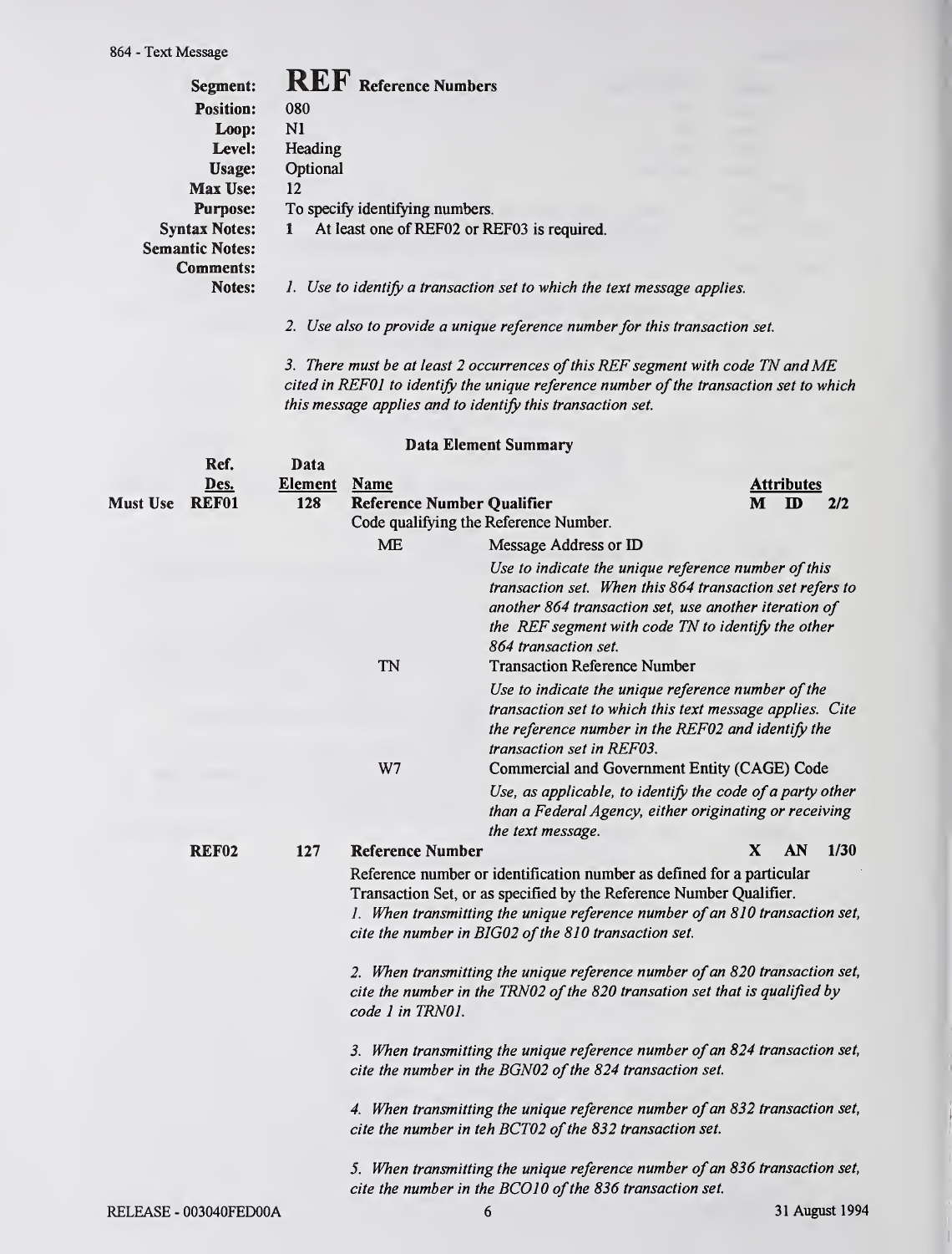# REF Reference Numbers

**Segment:** REF Reference Numbers
**Position:** 080
**Loop:** N1
**Level:** Heading
**Usage:** Optional
**Max Use:** 12
**Purpose:** To specify identifying numbers.
**Syntax Notes:** 1 At least one of REF02 or REF03 is required.
**Semantic Notes:**
**Comments:**
**Notes:** *1. Use to identify a transaction set to which the text message applies.*

*2. Use also to provide a unique reference number for this transaction set.*

*3. There must be at least 2 occurrences of this REF segment with code TN and ME cited in REF01 to identify the unique reference number of the transaction set to which this message applies and to identify this transaction set.*

## Data Element Summary

| | Ref. Des. | Data Element | Name | Attributes |
|---|---|---|---|---|
| Must Use | REF01 | 128 | **Reference Number Qualifier** | M ID 2/2 |

Code qualifying the Reference Number.

- **ME** — Message Address or ID
  *Use to indicate the unique reference number of this transaction set. When this 864 transaction set refers to another 864 transaction set, use another iteration of the REF segment with code TN to identify the other 864 transaction set.*
- **TN** — Transaction Reference Number
  *Use to indicate the unique reference number of the transaction set to which this text message applies. Cite the reference number in the REF02 and identify the transaction set in REF03.*
- **W7** — Commercial and Government Entity (CAGE) Code
  *Use, as applicable, to identify the code of a party other than a Federal Agency, either originating or receiving the text message.*

| | Ref. Des. | Data Element | Name | Attributes |
|---|---|---|---|---|
| | REF02 | 127 | **Reference Number** | X AN 1/30 |

Reference number or identification number as defined for a particular Transaction Set, or as specified by the Reference Number Qualifier.

*1. When transmitting the unique reference number of an 810 transaction set, cite the number in BIG02 of the 810 transaction set.*

*2. When transmitting the unique reference number of an 820 transaction set, cite the number in the TRN02 of the 820 transation set that is qualified by code 1 in TRN01.*

*3. When transmitting the unique reference number of an 824 transaction set, cite the number in the BGN02 of the 824 transaction set.*

*4. When transmitting the unique reference number of an 832 transaction set, cite the number in teh BCT02 of the 832 transaction set.*

*5. When transmitting the unique reference number of an 836 transaction set, cite the number in the BCO10 of the 836 transaction set.*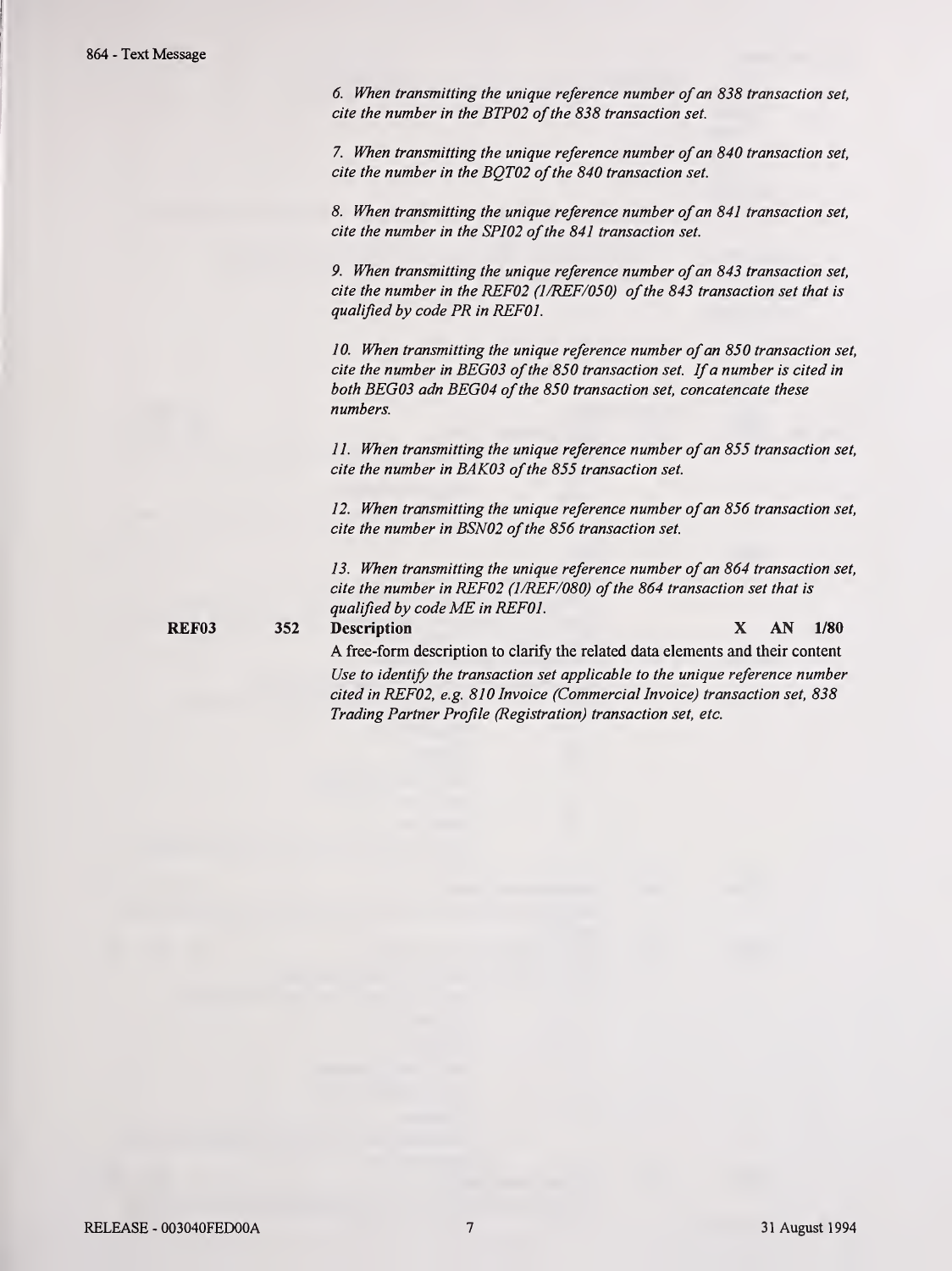*6. When transmitting the unique reference number of an 838 transaction set, cite the number in the BTP02 of the 838 transaction set.*

*7. When transmitting the unique reference number of an 840 transaction set, cite the number in the BQT02 of the 840 transaction set.*

*8. When transmitting the unique reference number of an 841 transaction set, cite the number in the SPI02 of the 841 transaction set.*

*9. When transmitting the unique reference number of an 843 transaction set, cite the number in the REF02 (1/REF/050) of the 843 transaction set that is qualified by code PR in REF01.*

*10. When transmitting the unique reference number of an 850 transaction set, cite the number in BEG03 of the 850 transaction set. If a number is cited in both BEG03 adn BEG04 of the 850 transaction set, concatencate these numbers.*

*11. When transmitting the unique reference number of an 855 transaction set, cite the number in BAK03 of the 855 transaction set.*

*12. When transmitting the unique reference number of an 856 transaction set, cite the number in BSN02 of the 856 transaction set.*

*13. When transmitting the unique reference number of an 864 transaction set, cite the number in REF02 (1/REF/080) of the 864 transaction set that is qualified by code ME in REF01.*

**REF03** **352** **Description** **X AN 1/80**

A free-form description to clarify the related data elements and their content

*Use to identify the transaction set applicable to the unique reference number cited in REF02, e.g. 810 Invoice (Commercial Invoice) transaction set, 838 Trading Partner Profile (Registration) transaction set, etc.*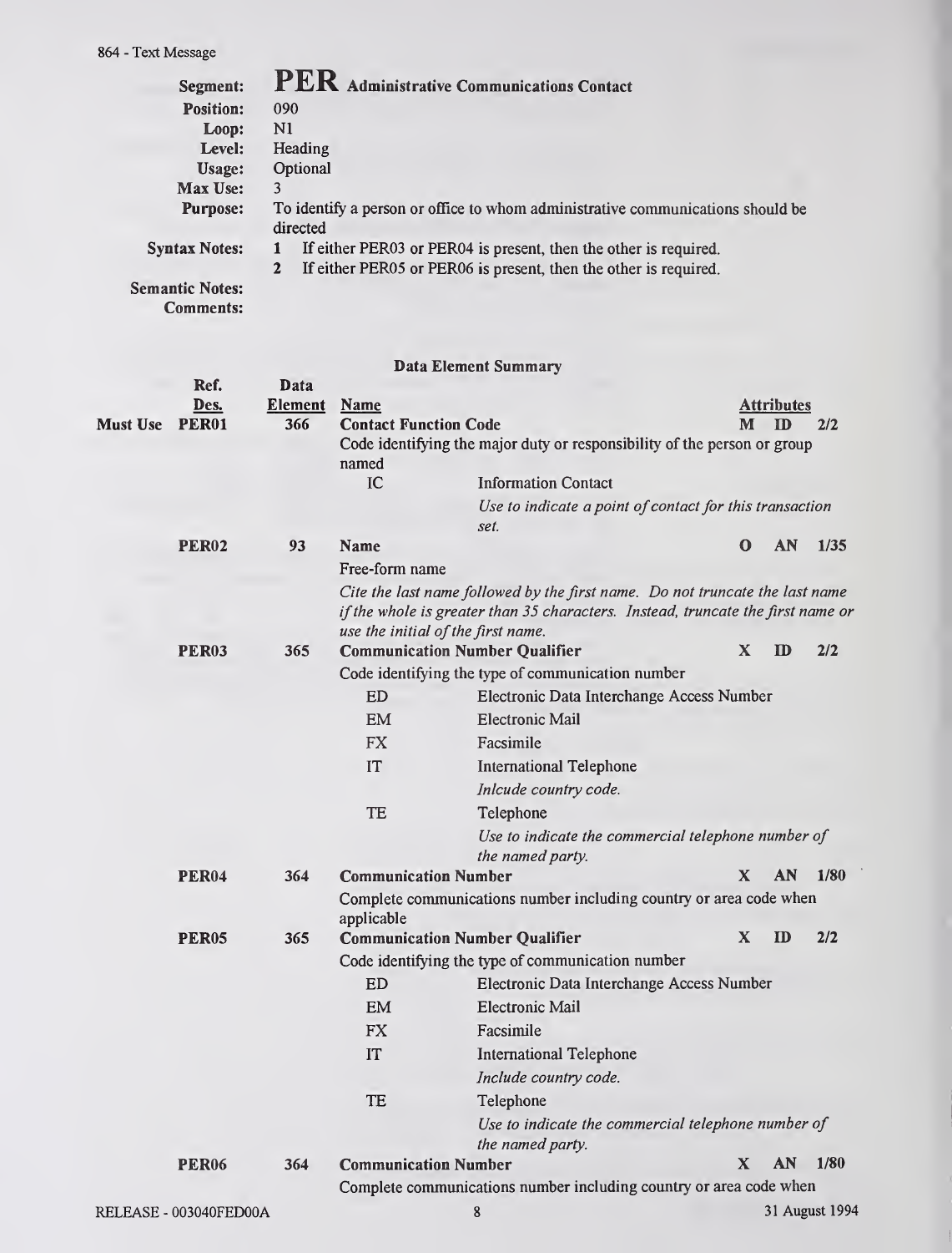## Segment: PER Administrative Communications Contact

**Position:** 090
**Loop:** N1
**Level:** Heading
**Usage:** Optional
**Max Use:** 3
**Purpose:** To identify a person or office to whom administrative communications should be directed
**Syntax Notes:**
1. If either PER03 or PER04 is present, then the other is required.
2. If either PER05 or PER06 is present, then the other is required.

**Semantic Notes:**
**Comments:**

### Data Element Summary

| | Ref. Des. | Data Element | Name | Attributes | | |
|---|---|---|---|---|---|---|
| Must Use | **PER01** | 366 | **Contact Function Code** | M | ID | 2/2 |
| | | | Code identifying the major duty or responsibility of the person or group named | | | |
| | | | IC — Information Contact<br>*Use to indicate a point of contact for this transaction set.* | | | |
| | **PER02** | 93 | **Name** | O | AN | 1/35 |
| | | | Free-form name | | | |
| | | | *Cite the last name followed by the first name. Do not truncate the last name if the whole is greater than 35 characters. Instead, truncate the first name or use the initial of the first name.* | | | |
| | **PER03** | 365 | **Communication Number Qualifier** | X | ID | 2/2 |
| | | | Code identifying the type of communication number | | | |
| | | | ED — Electronic Data Interchange Access Number | | | |
| | | | EM — Electronic Mail | | | |
| | | | FX — Facsimile | | | |
| | | | IT — International Telephone<br>*Inlcude country code.* | | | |
| | | | TE — Telephone<br>*Use to indicate the commercial telephone number of the named party.* | | | |
| | **PER04** | 364 | **Communication Number** | X | AN | 1/80 |
| | | | Complete communications number including country or area code when applicable | | | |
| | **PER05** | 365 | **Communication Number Qualifier** | X | ID | 2/2 |
| | | | Code identifying the type of communication number | | | |
| | | | ED — Electronic Data Interchange Access Number | | | |
| | | | EM — Electronic Mail | | | |
| | | | FX — Facsimile | | | |
| | | | IT — International Telephone<br>*Include country code.* | | | |
| | | | TE — Telephone<br>*Use to indicate the commercial telephone number of the named party.* | | | |
| | **PER06** | 364 | **Communication Number** | X | AN | 1/80 |
| | | | Complete communications number including country or area code when | | | |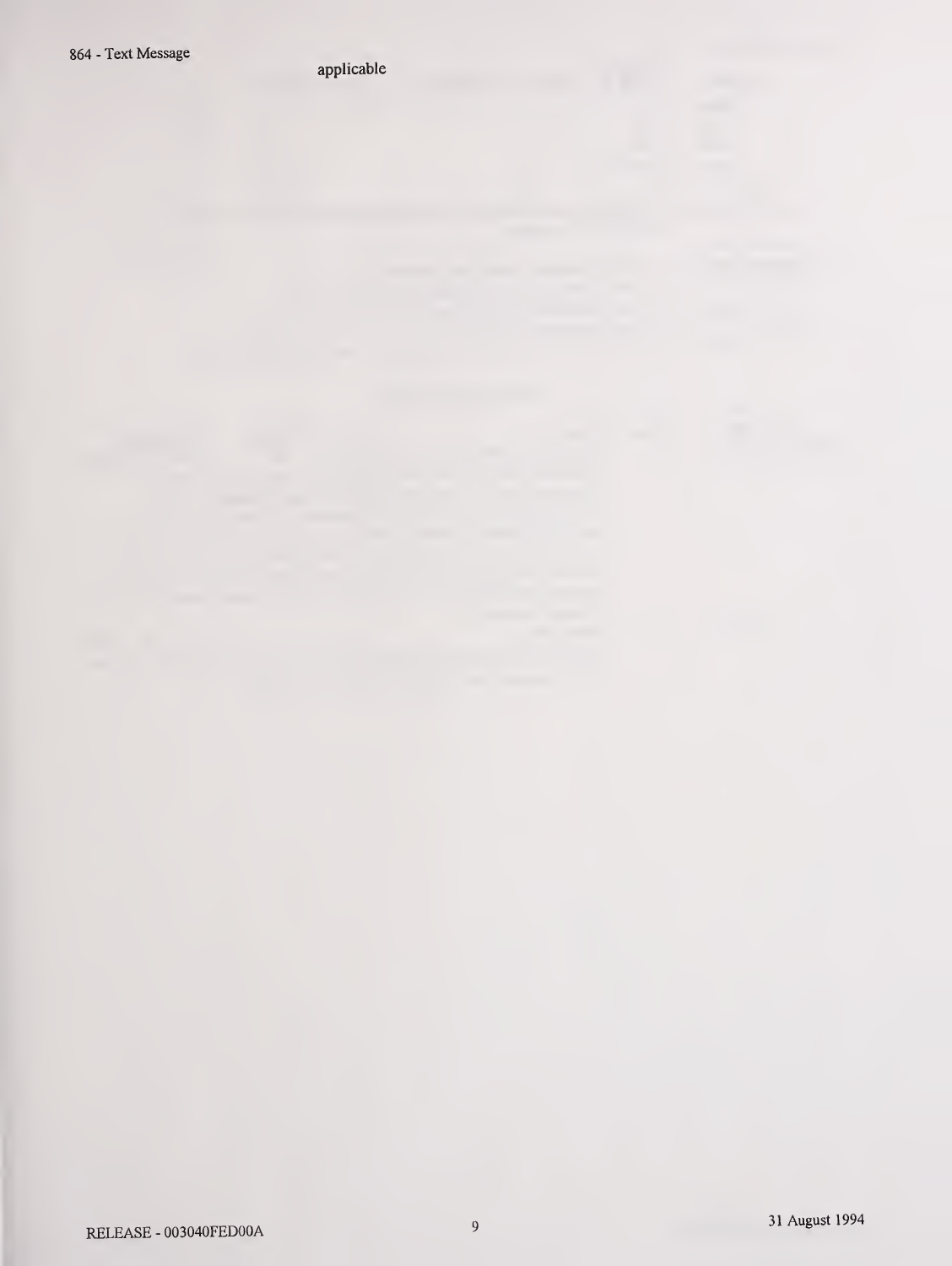applicable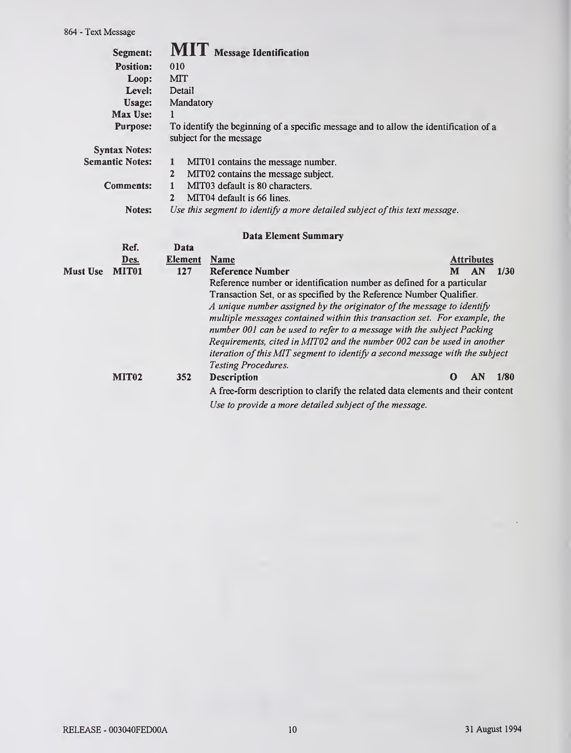## MIT Message Identification

**Segment:** MIT Message Identification
**Position:** 010
**Loop:** MIT
**Level:** Detail
**Usage:** Mandatory
**Max Use:** 1
**Purpose:** To identify the beginning of a specific message and to allow the identification of a subject for the message

**Syntax Notes:**

**Semantic Notes:**
1. MIT01 contains the message number.
2. MIT02 contains the message subject.

**Comments:**
1. MIT03 default is 80 characters.
2. MIT04 default is 66 lines.

**Notes:** *Use this segment to identify a more detailed subject of this text message.*

### Data Element Summary

| | Ref. Des. | Data Element | Name | Attributes | | |
|---|---|---|---|---|---|---|
| **Must Use** | **MIT01** | **127** | **Reference Number**<br>Reference number or identification number as defined for a particular Transaction Set, or as specified by the Reference Number Qualifier.<br>*A unique number assigned by the originator of the message to identify multiple messages contained within this transaction set. For example, the number 001 can be used to refer to a message with the subject Packing Requirements, cited in MIT02 and the number 002 can be used in another iteration of this MIT segment to identify a second message with the subject Testing Procedures.* | **M** | **AN** | **1/30** |
| | **MIT02** | **352** | **Description**<br>A free-form description to clarify the related data elements and their content<br>*Use to provide a more detailed subject of the message.* | **O** | **AN** | **1/80** |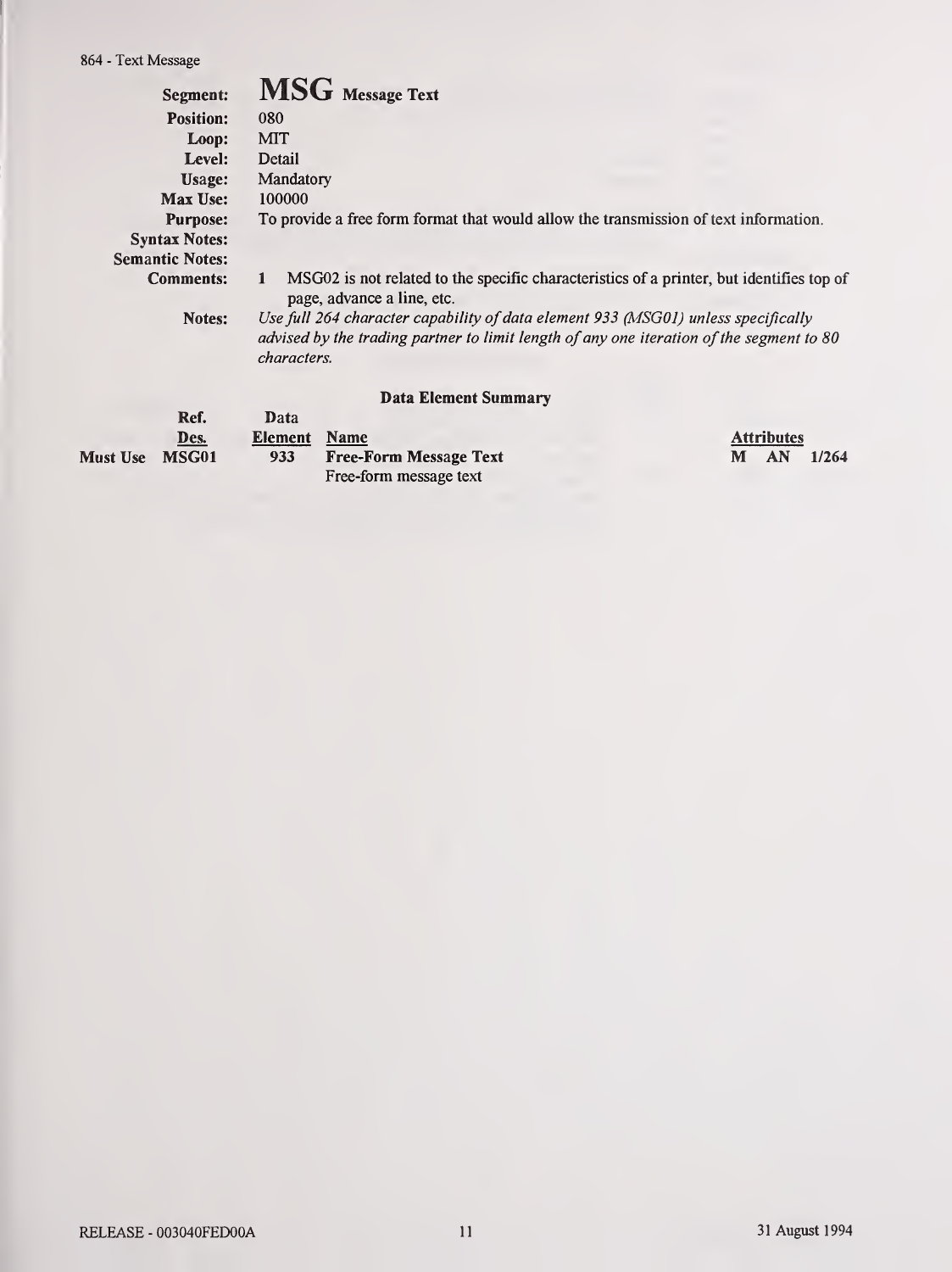# MSG Message Text

| | |
|---|---|
| **Segment:** | **MSG** Message Text |
| **Position:** | 080 |
| **Loop:** | MIT |
| **Level:** | Detail |
| **Usage:** | Mandatory |
| **Max Use:** | 100000 |
| **Purpose:** | To provide a free form format that would allow the transmission of text information. |
| **Syntax Notes:** | |
| **Semantic Notes:** | |
| **Comments:** | 1 MSG02 is not related to the specific characteristics of a printer, but identifies top of page, advance a line, etc. |
| **Notes:** | *Use full 264 character capability of data element 933 (MSG01) unless specifically advised by the trading partner to limit length of any one iteration of the segment to 80 characters.* |

## Data Element Summary

| | Ref. Des. | Data Element | Name | Attributes |
|---|---|---|---|---|
| Must Use | MSG01 | 933 | **Free-Form Message Text**<br>Free-form message text | M AN 1/264 |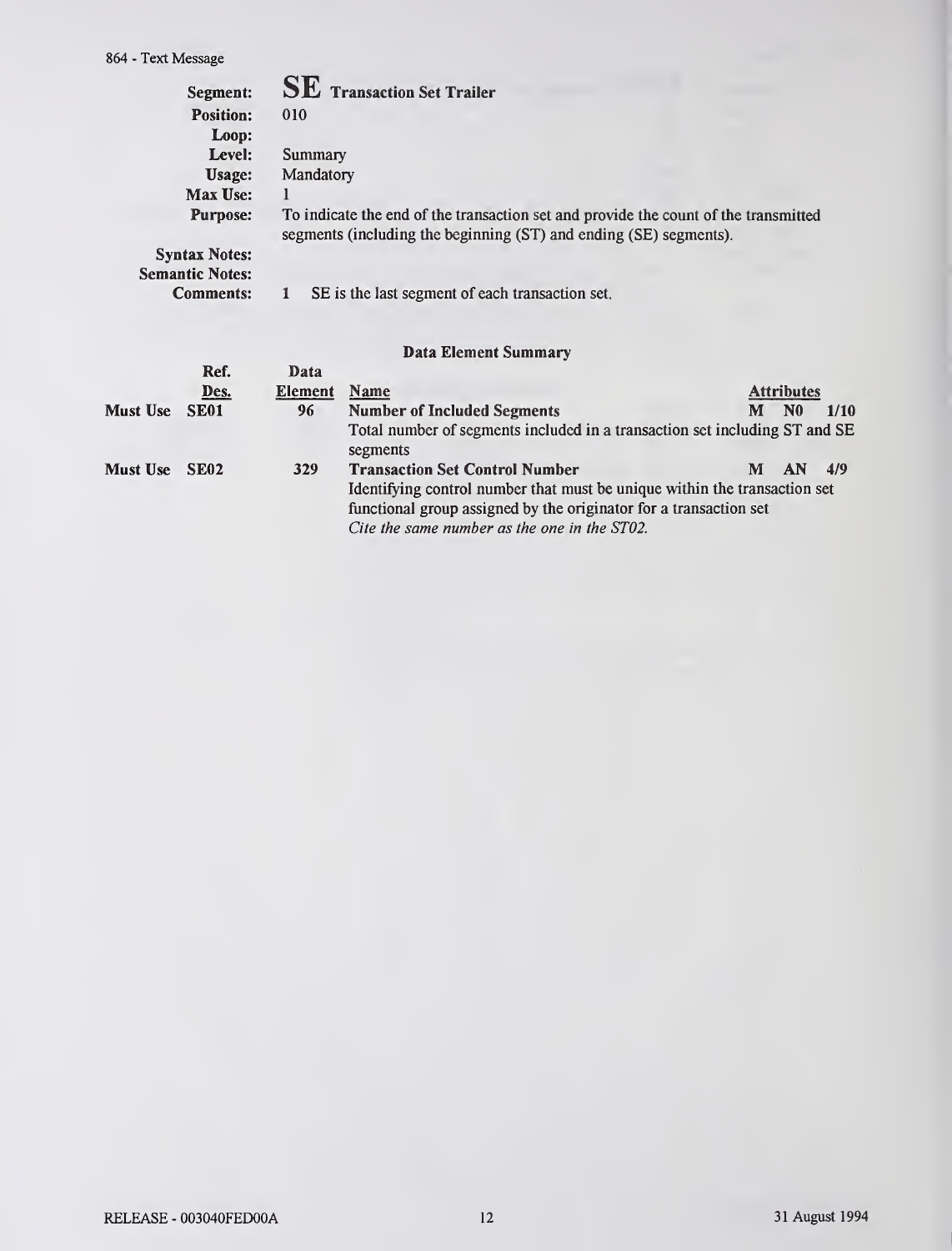**Segment:** **SE** **Transaction Set Trailer**
**Position:** 010
**Loop:**
**Level:** Summary
**Usage:** Mandatory
**Max Use:** 1
**Purpose:** To indicate the end of the transaction set and provide the count of the transmitted segments (including the beginning (ST) and ending (SE) segments).
**Syntax Notes:**
**Semantic Notes:**
**Comments:** 1 SE is the last segment of each transaction set.

### Data Element Summary

| | Ref. Des. | Data Element | Name | Attributes | | |
|---|---|---|---|---|---|---|
| Must Use | SE01 | 96 | **Number of Included Segments**<br>Total number of segments included in a transaction set including ST and SE segments | M | N0 | 1/10 |
| Must Use | SE02 | 329 | **Transaction Set Control Number**<br>Identifying control number that must be unique within the transaction set functional group assigned by the originator for a transaction set<br>*Cite the same number as the one in the ST02.* | M | AN | 4/9 |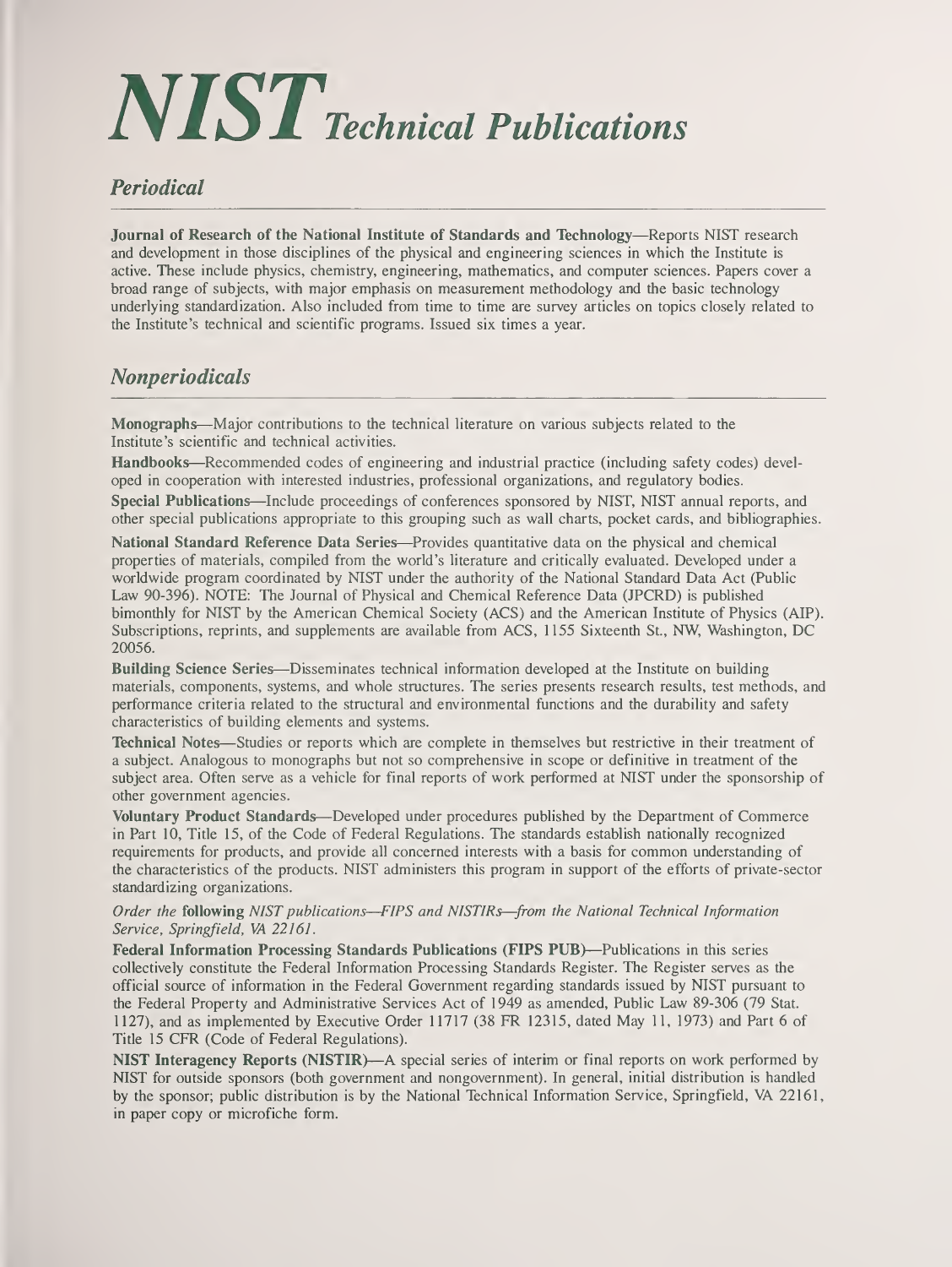# *NIST Technical Publications*

## *Periodical*

**Journal of Research of the National Institute of Standards and Technology**—Reports NIST research and development in those disciplines of the physical and engineering sciences in which the Institute is active. These include physics, chemistry, engineering, mathematics, and computer sciences. Papers cover a broad range of subjects, with major emphasis on measurement methodology and the basic technology underlying standardization. Also included from time to time are survey articles on topics closely related to the Institute's technical and scientific programs. Issued six times a year.

## *Nonperiodicals*

**Monographs**—Major contributions to the technical literature on various subjects related to the Institute's scientific and technical activities.

**Handbooks**—Recommended codes of engineering and industrial practice (including safety codes) developed in cooperation with interested industries, professional organizations, and regulatory bodies.

**Special Publications**—Include proceedings of conferences sponsored by NIST, NIST annual reports, and other special publications appropriate to this grouping such as wall charts, pocket cards, and bibliographies.

**National Standard Reference Data Series**—Provides quantitative data on the physical and chemical properties of materials, compiled from the world's literature and critically evaluated. Developed under a worldwide program coordinated by NIST under the authority of the National Standard Data Act (Public Law 90-396). NOTE: The Journal of Physical and Chemical Reference Data (JPCRD) is published bimonthly for NIST by the American Chemical Society (ACS) and the American Institute of Physics (AIP). Subscriptions, reprints, and supplements are available from ACS, 1155 Sixteenth St., NW, Washington, DC 20056.

**Building Science Series**—Disseminates technical information developed at the Institute on building materials, components, systems, and whole structures. The series presents research results, test methods, and performance criteria related to the structural and environmental functions and the durability and safety characteristics of building elements and systems.

**Technical Notes**—Studies or reports which are complete in themselves but restrictive in their treatment of a subject. Analogous to monographs but not so comprehensive in scope or definitive in treatment of the subject area. Often serve as a vehicle for final reports of work performed at NIST under the sponsorship of other government agencies.

**Voluntary Product Standards**—Developed under procedures published by the Department of Commerce in Part 10, Title 15, of the Code of Federal Regulations. The standards establish nationally recognized requirements for products, and provide all concerned interests with a basis for common understanding of the characteristics of the products. NIST administers this program in support of the efforts of private-sector standardizing organizations.

*Order the* **following** *NIST publications—FIPS and NISTIRs—from the National Technical Information Service, Springfield, VA 22161.*

**Federal Information Processing Standards Publications (FIPS PUB)**—Publications in this series collectively constitute the Federal Information Processing Standards Register. The Register serves as the official source of information in the Federal Government regarding standards issued by NIST pursuant to the Federal Property and Administrative Services Act of 1949 as amended, Public Law 89-306 (79 Stat. 1127), and as implemented by Executive Order 11717 (38 FR 12315, dated May 11, 1973) and Part 6 of Title 15 CFR (Code of Federal Regulations).

**NIST Interagency Reports (NISTIR)**—A special series of interim or final reports on work performed by NIST for outside sponsors (both government and nongovernment). In general, initial distribution is handled by the sponsor; public distribution is by the National Technical Information Service, Springfield, VA 22161, in paper copy or microfiche form.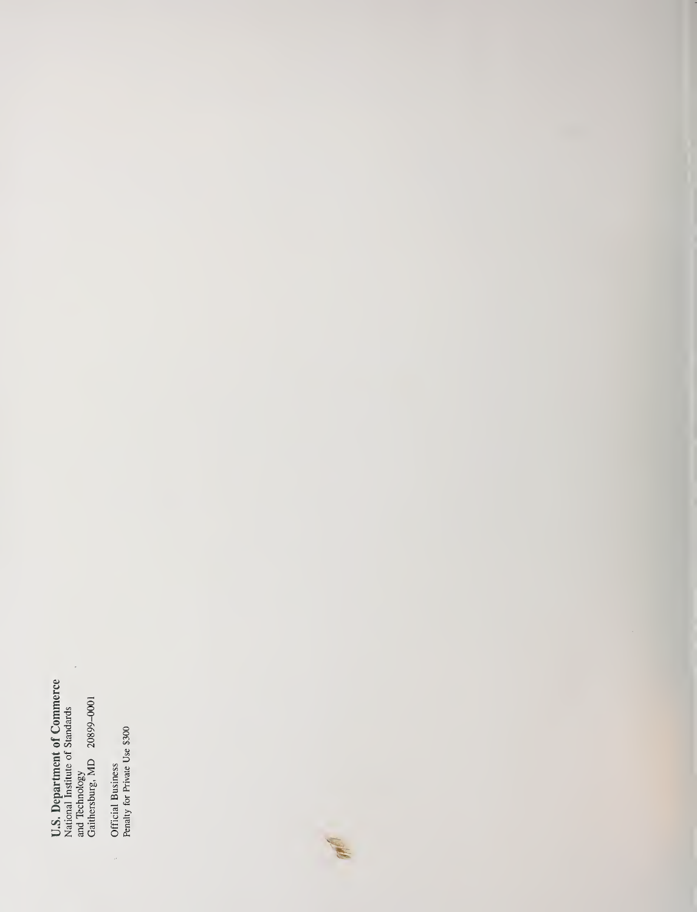**U.S. Department of Commerce**
National Institute of Standards
and Technology
Gaithersburg, MD 20899–0001

Official Business
Penalty for Private Use $300